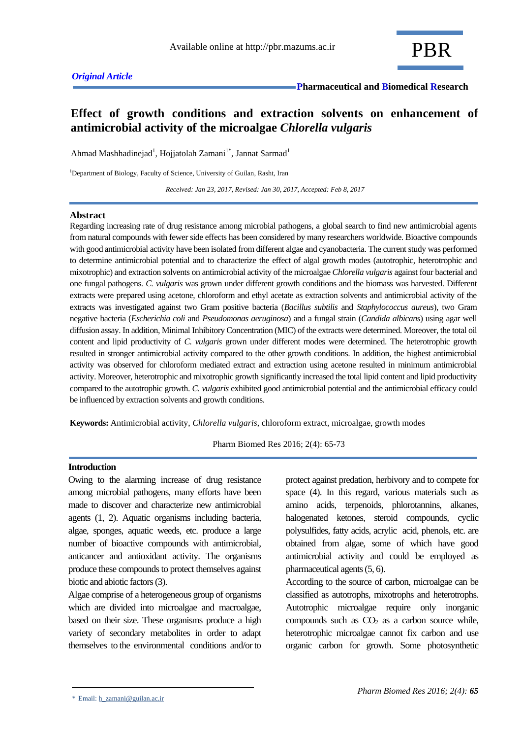*Original Article*

# Effect of growth conditions and extraction solvents on enhancement of antimicrobial activity of the microalgae *Chlorella vulgaris*

Ahmad Mashhadinejad[1], Hojjatolah Zamani[1*], Jannat Sarmad[1]

[1]Department of Biology, Faculty of Science, University of Guilan, Rasht, Iran

*Received: Jan 23, 2017, Revised: Jan 30, 2017, Accepted: Feb 8, 2017*

## Abstract

Regarding increasing rate of drug resistance among microbial pathogens, a global search to find new antimicrobial agents from natural compounds with fewer side effects has been considered by many researchers worldwide. Bioactive compounds with good antimicrobial activity have been isolated from different algae and cyanobacteria. The current study was performed to determine antimicrobial potential and to characterize the effect of algal growth modes (autotrophic, heterotrophic and mixotrophic) and extraction solvents on antimicrobial activity of the microalgae *Chlorella vulgaris* against four bacterial and one fungal pathogens. *C. vulgaris* was grown under different growth conditions and the biomass was harvested. Different extracts were prepared using acetone, chloroform and ethyl acetate as extraction solvents and antimicrobial activity of the extracts was investigated against two Gram positive bacteria (*Bacillus subtilis* and *Staphylococcus aureus*), two Gram negative bacteria (*Escherichia coli* and *Pseudomonas aeruginosa*) and a fungal strain (*Candida albicans*) using agar well diffusion assay. In addition, Minimal Inhibitory Concentration (MIC) of the extracts were determined. Moreover, the total oil content and lipid productivity of *C. vulgaris* grown under different modes were determined. The heterotrophic growth resulted in stronger antimicrobial activity compared to the other growth conditions. In addition, the highest antimicrobial activity was observed for chloroform mediated extract and extraction using acetone resulted in minimum antimicrobial activity. Moreover, heterotrophic and mixotrophic growth significantly increased the total lipid content and lipid productivity compared to the autotrophic growth. *C. vulgaris* exhibited good antimicrobial potential and the antimicrobial efficacy could be influenced by extraction solvents and growth conditions.

**Keywords:** Antimicrobial activity, *Chlorella vulgaris*, chloroform extract, microalgae, growth modes

Pharm Biomed Res 2016; 2(4): 65-73

## Introduction

Owing to the alarming increase of drug resistance among microbial pathogens, many efforts have been made to discover and characterize new antimicrobial agents (1, 2). Aquatic organisms including bacteria, algae, sponges, aquatic weeds, etc. produce a large number of bioactive compounds with antimicrobial, anticancer and antioxidant activity. The organisms produce these compounds to protect themselves against biotic and abiotic factors (3).

Algae comprise of a heterogeneous group of organisms which are divided into microalgae and macroalgae, based on their size. These organisms produce a high variety of secondary metabolites in order to adapt themselves to the environmental conditions and/or to protect against predation, herbivory and to compete for space (4). In this regard, various materials such as amino acids, terpenoids, phlorotannins, alkanes, halogenated ketones, steroid compounds, cyclic polysulfides, fatty acids, acrylic acid, phenols, etc. are obtained from algae, some of which have good antimicrobial activity and could be employed as pharmaceutical agents (5, 6).

According to the source of carbon, microalgae can be classified as autotrophs, mixotrophs and heterotrophs. Autotrophic microalgae require only inorganic compounds such as $CO_2$ as a carbon source while, heterotrophic microalgae cannot fix carbon and use organic carbon for growth. Some photosynthetic

\* Email: h_zamani@guilan.ac.ir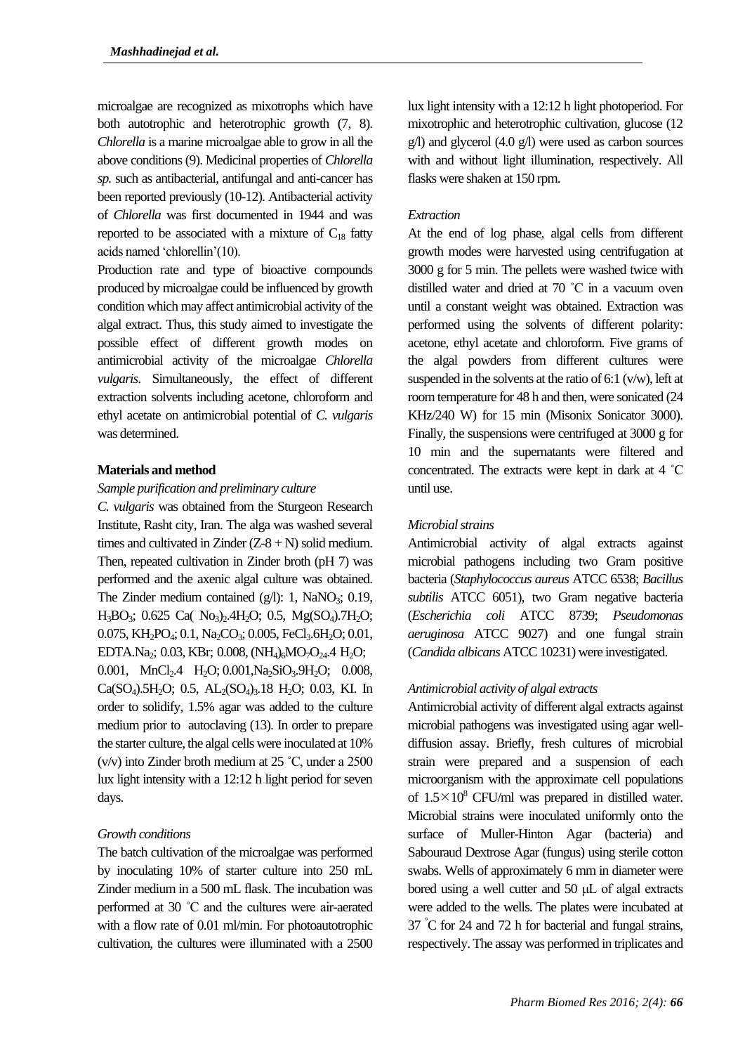microalgae are recognized as mixotrophs which have both autotrophic and heterotrophic growth (7, 8). *Chlorella* is a marine microalgae able to grow in all the above conditions (9). Medicinal properties of *Chlorella sp.* such as antibacterial, antifungal and anti-cancer has been reported previously (10-12). Antibacterial activity of *Chlorella* was first documented in 1944 and was reported to be associated with a mixture of $C_{18}$ fatty acids named 'chlorellin'(10).

Production rate and type of bioactive compounds produced by microalgae could be influenced by growth condition which may affect antimicrobial activity of the algal extract. Thus, this study aimed to investigate the possible effect of different growth modes on antimicrobial activity of the microalgae *Chlorella vulgaris*. Simultaneously, the effect of different extraction solvents including acetone, chloroform and ethyl acetate on antimicrobial potential of *C. vulgaris* was determined.

## Materials and method

### *Sample purification and preliminary culture*

*C. vulgaris* was obtained from the Sturgeon Research Institute, Rasht city, Iran. The alga was washed several times and cultivated in Zinder (Z-8 + N) solid medium. Then, repeated cultivation in Zinder broth (pH 7) was performed and the axenic algal culture was obtained. The Zinder medium contained (g/l): 1, $NaNO_3$; 0.19, $H_3BO_3$; 0.625 $Ca(No_3)_2.4H_2O$; 0.5, $Mg(SO_4).7H_2O$; 0.075, $KH_2PO_4$; 0.1, $Na_2CO_3$; 0.005, $FeCl_3.6H_2O$; 0.01, $EDTA.Na_2$; 0.03, KBr; 0.008, $(NH_4)_6MO_7O_{24}.4H_2O$; 0.001, $MnCl_2.4H_2O$; 0.001, $Na_2SiO_3.9H_2O$; 0.008, $Ca(SO_4).5H_2O$; 0.5, $AL_2(SO_4)_3.18H_2O$; 0.03, KI. In order to solidify, 1.5% agar was added to the culture medium prior to autoclaving (13). In order to prepare the starter culture, the algal cells were inoculated at 10% (v/v) into Zinder broth medium at 25 ˚C, under a 2500 lux light intensity with a 12:12 h light period for seven days.

### *Growth conditions*

The batch cultivation of the microalgae was performed by inoculating 10% of starter culture into 250 mL Zinder medium in a 500 mL flask. The incubation was performed at 30 ˚C and the cultures were air-aerated with a flow rate of 0.01 ml/min. For photoautotrophic cultivation, the cultures were illuminated with a 2500 lux light intensity with a 12:12 h light photoperiod. For mixotrophic and heterotrophic cultivation, glucose (12 g/l) and glycerol (4.0 g/l) were used as carbon sources with and without light illumination, respectively. All flasks were shaken at 150 rpm.

### *Extraction*

At the end of log phase, algal cells from different growth modes were harvested using centrifugation at 3000 g for 5 min. The pellets were washed twice with distilled water and dried at 70 ˚C in a vacuum oven until a constant weight was obtained. Extraction was performed using the solvents of different polarity: acetone, ethyl acetate and chloroform. Five grams of the algal powders from different cultures were suspended in the solvents at the ratio of 6:1 (v/w), left at room temperature for 48 h and then, were sonicated (24 KHz/240 W) for 15 min (Misonix Sonicator 3000). Finally, the suspensions were centrifuged at 3000 g for 10 min and the supernatants were filtered and concentrated. The extracts were kept in dark at 4 ˚C until use.

### *Microbial strains*

Antimicrobial activity of algal extracts against microbial pathogens including two Gram positive bacteria (*Staphylococcus aureus* ATCC 6538; *Bacillus subtilis* ATCC 6051), two Gram negative bacteria (*Escherichia coli* ATCC 8739; *Pseudomonas aeruginosa* ATCC 9027) and one fungal strain (*Candida albicans* ATCC 10231) were investigated.

### *Antimicrobial activity of algal extracts*

Antimicrobial activity of different algal extracts against microbial pathogens was investigated using agar well-diffusion assay. Briefly, fresh cultures of microbial strain were prepared and a suspension of each microorganism with the approximate cell populations of $1.5\times10^8$ CFU/ml was prepared in distilled water. Microbial strains were inoculated uniformly onto the surface of Muller-Hinton Agar (bacteria) and Sabouraud Dextrose Agar (fungus) using sterile cotton swabs. Wells of approximately 6 mm in diameter were bored using a well cutter and 50 μL of algal extracts were added to the wells. The plates were incubated at 37 ˚C for 24 and 72 h for bacterial and fungal strains, respectively. The assay was performed in triplicates and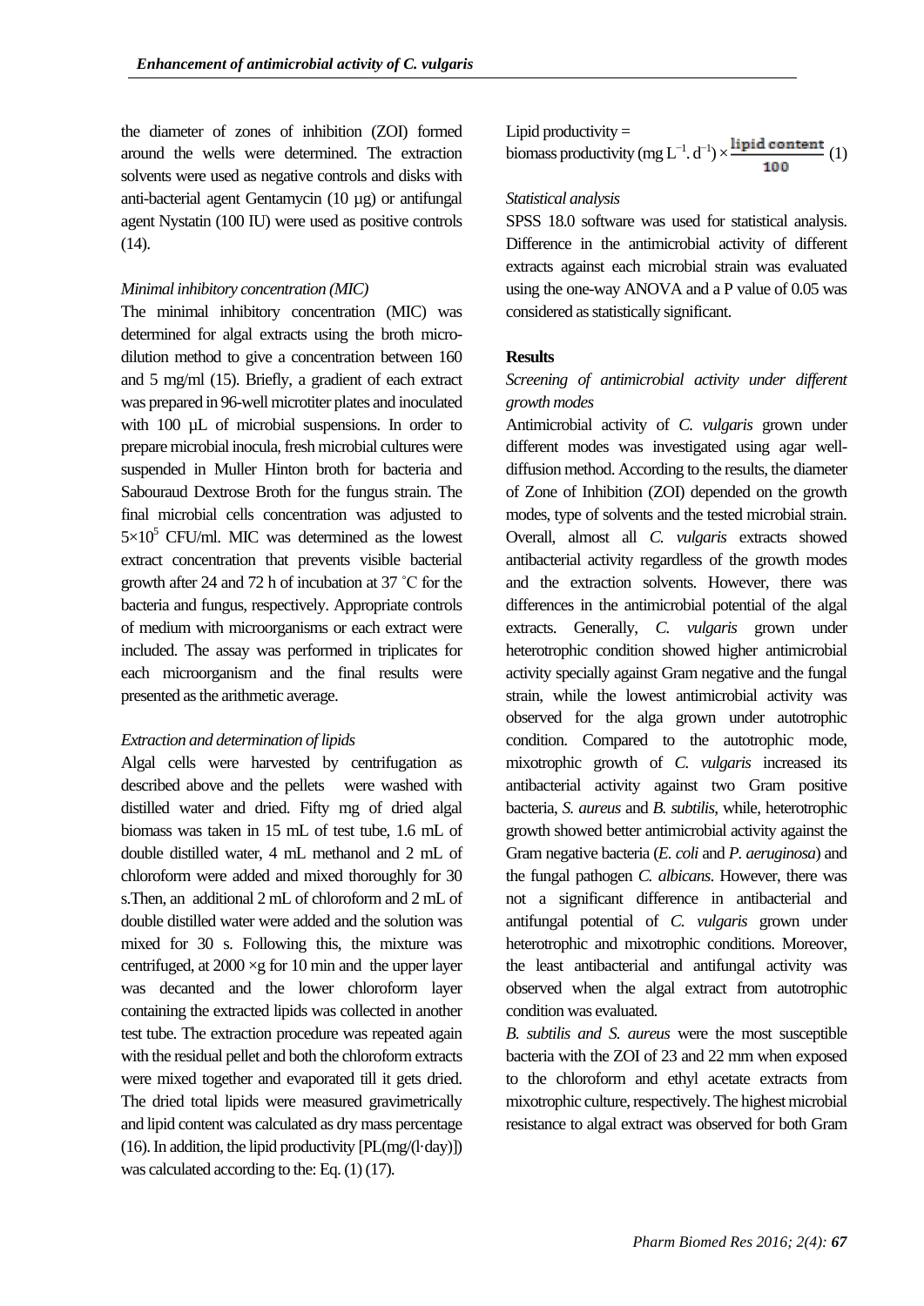the diameter of zones of inhibition (ZOI) formed around the wells were determined. The extraction solvents were used as negative controls and disks with anti-bacterial agent Gentamycin (10 µg) or antifungal agent Nystatin (100 IU) were used as positive controls (14).

*Minimal inhibitory concentration (MIC)*

The minimal inhibitory concentration (MIC) was determined for algal extracts using the broth micro-dilution method to give a concentration between 160 and 5 mg/ml (15). Briefly, a gradient of each extract was prepared in 96-well microtiter plates and inoculated with 100 µL of microbial suspensions. In order to prepare microbial inocula, fresh microbial cultures were suspended in Muller Hinton broth for bacteria and Sabouraud Dextrose Broth for the fungus strain. The final microbial cells concentration was adjusted to $5\times10^5$ CFU/ml. MIC was determined as the lowest extract concentration that prevents visible bacterial growth after 24 and 72 h of incubation at 37 ˚C for the bacteria and fungus, respectively. Appropriate controls of medium with microorganisms or each extract were included. The assay was performed in triplicates for each microorganism and the final results were presented as the arithmetic average.

*Extraction and determination of lipids*

Algal cells were harvested by centrifugation as described above and the pellets were washed with distilled water and dried. Fifty mg of dried algal biomass was taken in 15 mL of test tube, 1.6 mL of double distilled water, 4 mL methanol and 2 mL of chloroform were added and mixed thoroughly for 30 s.Then, an additional 2 mL of chloroform and 2 mL of double distilled water were added and the solution was mixed for 30 s. Following this, the mixture was centrifuged, at 2000 ×g for 10 min and the upper layer was decanted and the lower chloroform layer containing the extracted lipids was collected in another test tube. The extraction procedure was repeated again with the residual pellet and both the chloroform extracts were mixed together and evaporated till it gets dried. The dried total lipids were measured gravimetrically and lipid content was calculated as dry mass percentage (16). In addition, the lipid productivity [PL(mg/(l·day)]) was calculated according to the: Eq. (1) (17).

$$\text{Lipid productivity} = \text{biomass productivity } (\text{mg L}^{-1}.\ \text{d}^{-1}) \times \frac{\text{lipid content}}{100} \quad (1)$$

*Statistical analysis*

SPSS 18.0 software was used for statistical analysis. Difference in the antimicrobial activity of different extracts against each microbial strain was evaluated using the one-way ANOVA and a P value of 0.05 was considered as statistically significant.

## Results

*Screening of antimicrobial activity under different growth modes*

Antimicrobial activity of *C. vulgaris* grown under different modes was investigated using agar well-diffusion method. According to the results, the diameter of Zone of Inhibition (ZOI) depended on the growth modes, type of solvents and the tested microbial strain. Overall, almost all *C. vulgaris* extracts showed antibacterial activity regardless of the growth modes and the extraction solvents. However, there was differences in the antimicrobial potential of the algal extracts. Generally, *C. vulgaris* grown under heterotrophic condition showed higher antimicrobial activity specially against Gram negative and the fungal strain, while the lowest antimicrobial activity was observed for the alga grown under autotrophic condition. Compared to the autotrophic mode, mixotrophic growth of *C. vulgaris* increased its antibacterial activity against two Gram positive bacteria, *S. aureus* and *B. subtilis*, while, heterotrophic growth showed better antimicrobial activity against the Gram negative bacteria (*E. coli* and *P. aeruginosa*) and the fungal pathogen *C. albicans*. However, there was not a significant difference in antibacterial and antifungal potential of *C. vulgaris* grown under heterotrophic and mixotrophic conditions. Moreover, the least antibacterial and antifungal activity was observed when the algal extract from autotrophic condition was evaluated.

*B. subtilis and S. aureus* were the most susceptible bacteria with the ZOI of 23 and 22 mm when exposed to the chloroform and ethyl acetate extracts from mixotrophic culture, respectively. The highest microbial resistance to algal extract was observed for both Gram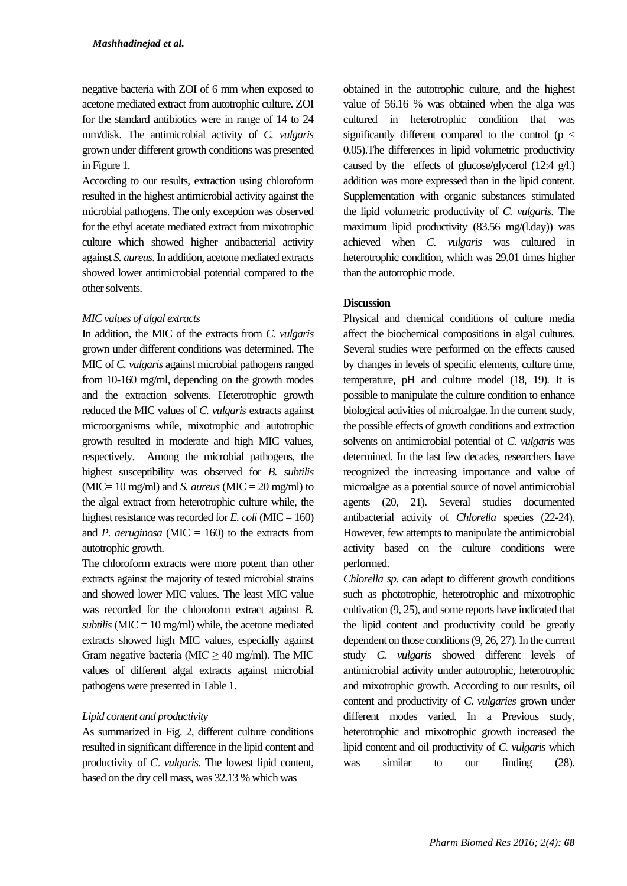negative bacteria with ZOI of 6 mm when exposed to acetone mediated extract from autotrophic culture. ZOI for the standard antibiotics were in range of 14 to 24 mm/disk. The antimicrobial activity of *C. vulgaris* grown under different growth conditions was presented in Figure 1.

According to our results, extraction using chloroform resulted in the highest antimicrobial activity against the microbial pathogens. The only exception was observed for the ethyl acetate mediated extract from mixotrophic culture which showed higher antibacterial activity against *S. aureus*. In addition, acetone mediated extracts showed lower antimicrobial potential compared to the other solvents.

*MIC values of algal extracts*

In addition, the MIC of the extracts from *C. vulgaris* grown under different conditions was determined. The MIC of *C. vulgaris* against microbial pathogens ranged from 10-160 mg/ml, depending on the growth modes and the extraction solvents. Heterotrophic growth reduced the MIC values of *C. vulgaris* extracts against microorganisms while, mixotrophic and autotrophic growth resulted in moderate and high MIC values, respectively. Among the microbial pathogens, the highest susceptibility was observed for *B. subtilis* (MIC= 10 mg/ml) and *S. aureus* (MIC = 20 mg/ml) to the algal extract from heterotrophic culture while, the highest resistance was recorded for *E. coli* (MIC = 160) and *P. aeruginosa* (MIC = 160) to the extracts from autotrophic growth.

The chloroform extracts were more potent than other extracts against the majority of tested microbial strains and showed lower MIC values. The least MIC value was recorded for the chloroform extract against *B. subtilis* (MIC = 10 mg/ml) while, the acetone mediated extracts showed high MIC values, especially against Gram negative bacteria (MIC $\geq$ 40 mg/ml). The MIC values of different algal extracts against microbial pathogens were presented in Table 1.

*Lipid content and productivity*

As summarized in Fig. 2, different culture conditions resulted in significant difference in the lipid content and productivity of *C. vulgaris*. The lowest lipid content, based on the dry cell mass, was 32.13 % which was obtained in the autotrophic culture, and the highest value of 56.16 % was obtained when the alga was cultured in heterotrophic condition that was significantly different compared to the control ($p < 0.05$).The differences in lipid volumetric productivity caused by the effects of glucose/glycerol (12:4 g/l.) addition was more expressed than in the lipid content. Supplementation with organic substances stimulated the lipid volumetric productivity of *C. vulgaris*. The maximum lipid productivity (83.56 mg/(l.day)) was achieved when *C. vulgaris* was cultured in heterotrophic condition, which was 29.01 times higher than the autotrophic mode.

**Discussion**

Physical and chemical conditions of culture media affect the biochemical compositions in algal cultures. Several studies were performed on the effects caused by changes in levels of specific elements, culture time, temperature, pH and culture model (18, 19). It is possible to manipulate the culture condition to enhance biological activities of microalgae. In the current study, the possible effects of growth conditions and extraction solvents on antimicrobial potential of *C. vulgaris* was determined. In the last few decades, researchers have recognized the increasing importance and value of microalgae as a potential source of novel antimicrobial agents (20, 21). Several studies documented antibacterial activity of *Chlorella* species (22-24). However, few attempts to manipulate the antimicrobial activity based on the culture conditions were performed.

*Chlorella sp.* can adapt to different growth conditions such as phototrophic, heterotrophic and mixotrophic cultivation (9, 25), and some reports have indicated that the lipid content and productivity could be greatly dependent on those conditions (9, 26, 27). In the current study *C. vulgaris* showed different levels of antimicrobial activity under autotrophic, heterotrophic and mixotrophic growth. According to our results, oil content and productivity of *C. vulgaries* grown under different modes varied. In a Previous study, heterotrophic and mixotrophic growth increased the lipid content and oil productivity of *C. vulgaris* which was similar to our finding (28).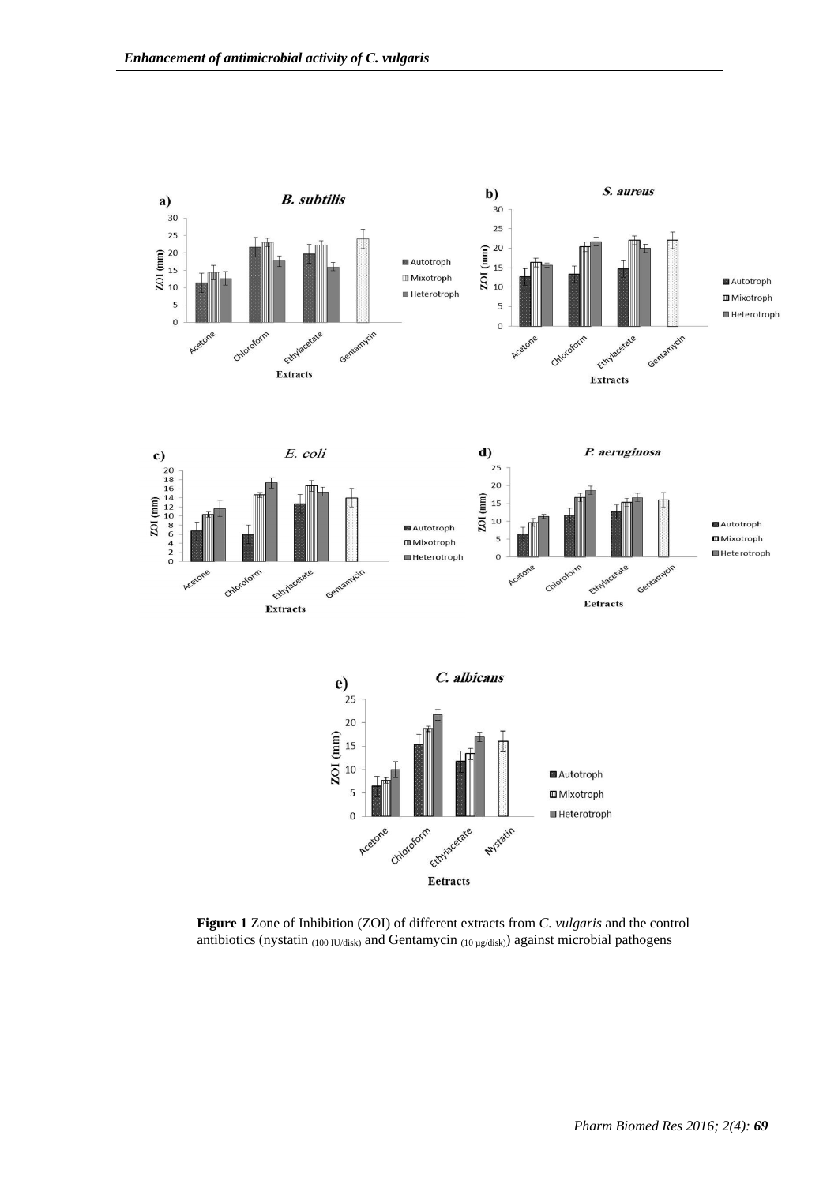**Figure 1** Zone of Inhibition (ZOI) of different extracts from *C. vulgaris* and the control antibiotics (nystatin $_{(100\ IU/disk)}$ and Gentamycin $_{(10\ \mu g/disk)}$) against microbial pathogens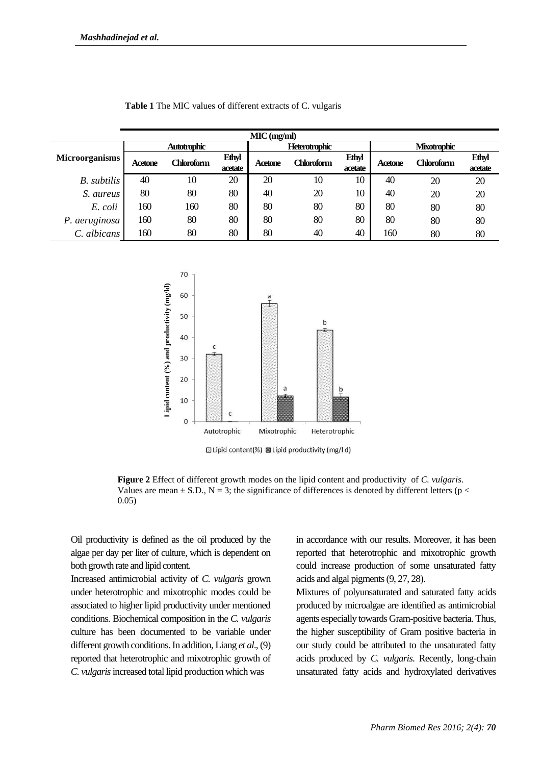**Table 1** The MIC values of different extracts of C. vulgaris

| Microorganisms | MIC (mg/ml) | | | | | | | | |
|---|---|---|---|---|---|---|---|---|---|
| | Autotrophic | | | Heterotrophic | | | Mixotrophic | | |
| | Acetone | Chloroform | Ethyl acetate | Acetone | Chloroform | Ethyl acetate | Acetone | Chloroform | Ethyl acetate |
| *B. subtilis* | 40 | 10 | 20 | 20 | 10 | 10 | 40 | 20 | 20 |
| *S. aureus* | 80 | 80 | 80 | 40 | 20 | 10 | 40 | 20 | 20 |
| *E. coli* | 160 | 160 | 80 | 80 | 80 | 80 | 80 | 80 | 80 |
| *P. aeruginosa* | 160 | 80 | 80 | 80 | 80 | 80 | 80 | 80 | 80 |
| *C. albicans* | 160 | 80 | 80 | 80 | 40 | 40 | 160 | 80 | 80 |

**Figure 2** Effect of different growth modes on the lipid content and productivity of *C. vulgaris*. Values are mean ± S.D., N = 3; the significance of differences is denoted by different letters ($p < 0.05$)

Oil productivity is defined as the oil produced by the algae per day per liter of culture, which is dependent on both growth rate and lipid content.

Increased antimicrobial activity of *C. vulgaris* grown under heterotrophic and mixotrophic modes could be associated to higher lipid productivity under mentioned conditions. Biochemical composition in the *C. vulgaris* culture has been documented to be variable under different growth conditions. In addition, Liang *et al*., (9) reported that heterotrophic and mixotrophic growth of *C. vulgaris* increased total lipid production which was in accordance with our results. Moreover, it has been reported that heterotrophic and mixotrophic growth could increase production of some unsaturated fatty acids and algal pigments (9, 27, 28).

Mixtures of polyunsaturated and saturated fatty acids produced by microalgae are identified as antimicrobial agents especially towards Gram-positive bacteria. Thus, the higher susceptibility of Gram positive bacteria in our study could be attributed to the unsaturated fatty acids produced by *C. vulgaris*. Recently, long-chain unsaturated fatty acids and hydroxylated derivatives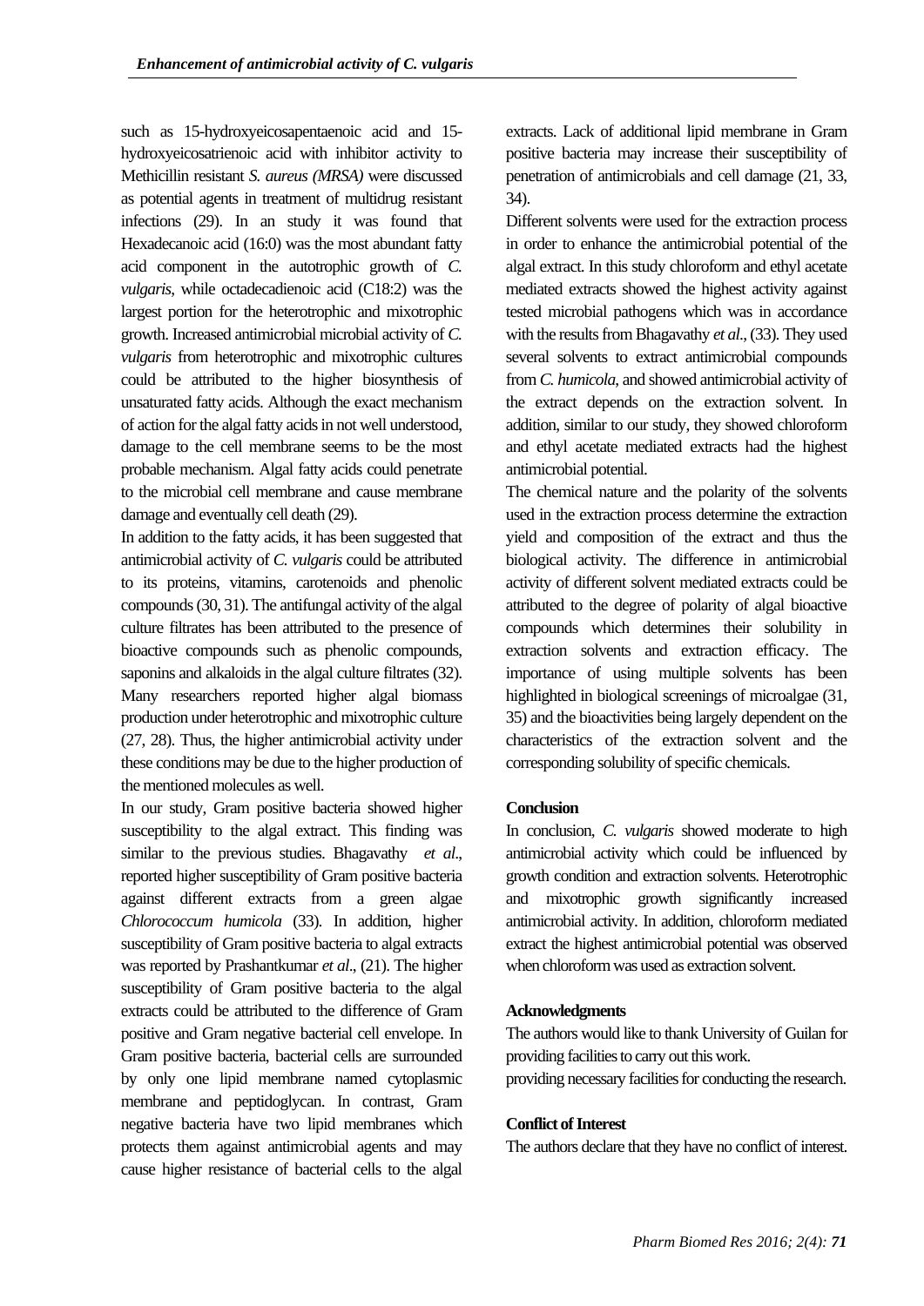such as 15-hydroxyeicosapentaenoic acid and 15-hydroxyeicosatrienoic acid with inhibitor activity to Methicillin resistant *S. aureus (MRSA)* were discussed as potential agents in treatment of multidrug resistant infections (29). In an study it was found that Hexadecanoic acid (16:0) was the most abundant fatty acid component in the autotrophic growth of *C. vulgaris*, while octadecadienoic acid (C18:2) was the largest portion for the heterotrophic and mixotrophic growth. Increased antimicrobial microbial activity of *C. vulgaris* from heterotrophic and mixotrophic cultures could be attributed to the higher biosynthesis of unsaturated fatty acids. Although the exact mechanism of action for the algal fatty acids in not well understood, damage to the cell membrane seems to be the most probable mechanism. Algal fatty acids could penetrate to the microbial cell membrane and cause membrane damage and eventually cell death (29).

In addition to the fatty acids, it has been suggested that antimicrobial activity of *C. vulgaris* could be attributed to its proteins, vitamins, carotenoids and phenolic compounds (30, 31). The antifungal activity of the algal culture filtrates has been attributed to the presence of bioactive compounds such as phenolic compounds, saponins and alkaloids in the algal culture filtrates (32). Many researchers reported higher algal biomass production under heterotrophic and mixotrophic culture (27, 28). Thus, the higher antimicrobial activity under these conditions may be due to the higher production of the mentioned molecules as well.

In our study, Gram positive bacteria showed higher susceptibility to the algal extract. This finding was similar to the previous studies. Bhagavathy *et al*., reported higher susceptibility of Gram positive bacteria against different extracts from a green algae *Chlorococcum humicola* (33). In addition, higher susceptibility of Gram positive bacteria to algal extracts was reported by Prashantkumar *et al*., (21). The higher susceptibility of Gram positive bacteria to the algal extracts could be attributed to the difference of Gram positive and Gram negative bacterial cell envelope. In Gram positive bacteria, bacterial cells are surrounded by only one lipid membrane named cytoplasmic membrane and peptidoglycan. In contrast, Gram negative bacteria have two lipid membranes which protects them against antimicrobial agents and may cause higher resistance of bacterial cells to the algal extracts. Lack of additional lipid membrane in Gram positive bacteria may increase their susceptibility of penetration of antimicrobials and cell damage (21, 33, 34).

Different solvents were used for the extraction process in order to enhance the antimicrobial potential of the algal extract. In this study chloroform and ethyl acetate mediated extracts showed the highest activity against tested microbial pathogens which was in accordance with the results from Bhagavathy *et al*., (33). They used several solvents to extract antimicrobial compounds from *C. humicola*, and showed antimicrobial activity of the extract depends on the extraction solvent. In addition, similar to our study, they showed chloroform and ethyl acetate mediated extracts had the highest antimicrobial potential.

The chemical nature and the polarity of the solvents used in the extraction process determine the extraction yield and composition of the extract and thus the biological activity. The difference in antimicrobial activity of different solvent mediated extracts could be attributed to the degree of polarity of algal bioactive compounds which determines their solubility in extraction solvents and extraction efficacy. The importance of using multiple solvents has been highlighted in biological screenings of microalgae (31, 35) and the bioactivities being largely dependent on the characteristics of the extraction solvent and the corresponding solubility of specific chemicals.

## Conclusion

In conclusion, *C. vulgaris* showed moderate to high antimicrobial activity which could be influenced by growth condition and extraction solvents. Heterotrophic and mixotrophic growth significantly increased antimicrobial activity. In addition, chloroform mediated extract the highest antimicrobial potential was observed when chloroform was used as extraction solvent.

## Acknowledgments

The authors would like to thank University of Guilan for providing facilities to carry out this work.
providing necessary facilities for conducting the research.

## Conflict of Interest

The authors declare that they have no conflict of interest.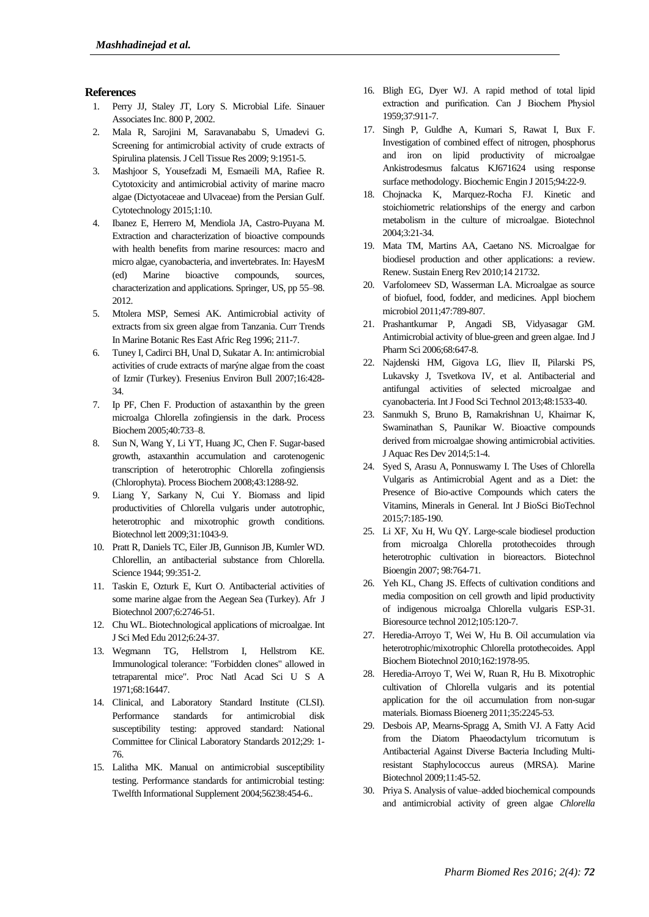## References

1. Perry JJ, Staley JT, Lory S. Microbial Life. Sinauer Associates Inc. 800 P, 2002.
2. Mala R, Sarojini M, Saravanababu S, Umadevi G. Screening for antimicrobial activity of crude extracts of Spirulina platensis. J Cell Tissue Res 2009; 9:1951-5.
3. Mashjoor S, Yousefzadi M, Esmaeili MA, Rafiee R. Cytotoxicity and antimicrobial activity of marine macro algae (Dictyotaceae and Ulvaceae) from the Persian Gulf. Cytotechnology 2015;1:10.
4. Ibanez E, Herrero M, Mendiola JA, Castro-Puyana M. Extraction and characterization of bioactive compounds with health benefits from marine resources: macro and micro algae, cyanobacteria, and invertebrates. In: HayesM (ed) Marine bioactive compounds, sources, characterization and applications. Springer, US, pp 55–98. 2012.
5. Mtolera MSP, Semesi AK. Antimicrobial activity of extracts from six green algae from Tanzania. Curr Trends In Marine Botanic Res East Afric Reg 1996; 211-7.
6. Tuney I, Cadirci BH, Unal D, Sukatar A. In: antimicrobial activities of crude extracts of marýne algae from the coast of Izmir (Turkey). Fresenius Environ Bull 2007;16:428-34.
7. Ip PF, Chen F. Production of astaxanthin by the green microalga Chlorella zofingiensis in the dark. Process Biochem 2005;40:733–8.
8. Sun N, Wang Y, Li YT, Huang JC, Chen F. Sugar-based growth, astaxanthin accumulation and carotenogenic transcription of heterotrophic Chlorella zofingiensis (Chlorophyta). Process Biochem 2008;43:1288-92.
9. Liang Y, Sarkany N, Cui Y. Biomass and lipid productivities of Chlorella vulgaris under autotrophic, heterotrophic and mixotrophic growth conditions. Biotechnol lett 2009;31:1043-9.
10. Pratt R, Daniels TC, Eiler JB, Gunnison JB, Kumler WD. Chlorellin, an antibacterial substance from Chlorella. Science 1944; 99:351-2.
11. Taskin E, Ozturk E, Kurt O. Antibacterial activities of some marine algae from the Aegean Sea (Turkey). Afr J Biotechnol 2007;6:2746-51.
12. Chu WL. Biotechnological applications of microalgae. Int J Sci Med Edu 2012;6:24-37.
13. Wegmann TG, Hellstrom I, Hellstrom KE. Immunological tolerance: "Forbidden clones" allowed in tetraparental mice". Proc Natl Acad Sci U S A 1971;68:16447.
14. Clinical, and Laboratory Standard Institute (CLSI). Performance standards for antimicrobial disk susceptibility testing: approved standard: National Committee for Clinical Laboratory Standards 2012;29: 1-76.
15. Lalitha MK. Manual on antimicrobial susceptibility testing. Performance standards for antimicrobial testing: Twelfth Informational Supplement 2004;56238:454-6..
16. Bligh EG, Dyer WJ. A rapid method of total lipid extraction and purification. Can J Biochem Physiol 1959;37:911-7.
17. Singh P, Guldhe A, Kumari S, Rawat I, Bux F. Investigation of combined effect of nitrogen, phosphorus and iron on lipid productivity of microalgae Ankistrodesmus falcatus KJ671624 using response surface methodology. Biochemic Engin J 2015;94:22-9.
18. Chojnacka K, Marquez-Rocha FJ. Kinetic and stoichiometric relationships of the energy and carbon metabolism in the culture of microalgae. Biotechnol 2004;3:21-34.
19. Mata TM, Martins AA, Caetano NS. Microalgae for biodiesel production and other applications: a review. Renew. Sustain Energ Rev 2010;14 21732.
20. Varfolomeev SD, Wasserman LA. Microalgae as source of biofuel, food, fodder, and medicines. Appl biochem microbiol 2011;47:789-807.
21. Prashantkumar P, Angadi SB, Vidyasagar GM. Antimicrobial activity of blue-green and green algae. Ind J Pharm Sci 2006;68:647-8.
22. Najdenski HM, Gigova LG, Iliev II, Pilarski PS, Lukavsky J, Tsvetkova IV, et al. Antibacterial and antifungal activities of selected microalgae and cyanobacteria. Int J Food Sci Technol 2013;48:1533-40.
23. Sanmukh S, Bruno B, Ramakrishnan U, Khairnar K, Swaminathan S, Paunikar W. Bioactive compounds derived from microalgae showing antimicrobial activities. J Aquac Res Dev 2014;5:1-4.
24. Syed S, Arasu A, Ponnuswamy I. The Uses of Chlorella Vulgaris as Antimicrobial Agent and as a Diet: the Presence of Bio-active Compounds which caters the Vitamins, Minerals in General. Int J BioSci BioTechnol 2015;7:185-190.
25. Li XF, Xu H, Wu QY. Large-scale biodiesel production from microalga Chlorella protothecoides through heterotrophic cultivation in bioreactors. Biotechnol Bioengin 2007; 98:764-71.
26. Yeh KL, Chang JS. Effects of cultivation conditions and media composition on cell growth and lipid productivity of indigenous microalga Chlorella vulgaris ESP-31. Bioresource technol 2012;105:120-7.
27. Heredia-Arroyo T, Wei W, Hu B. Oil accumulation via heterotrophic/mixotrophic Chlorella protothecoides. Appl Biochem Biotechnol 2010;162:1978-95.
28. Heredia-Arroyo T, Wei W, Ruan R, Hu B. Mixotrophic cultivation of Chlorella vulgaris and its potential application for the oil accumulation from non-sugar materials. Biomass Bioenerg 2011;35:2245-53.
29. Desbois AP, Mearns-Spragg A, Smith VJ. A Fatty Acid from the Diatom Phaeodactylum tricornutum is Antibacterial Against Diverse Bacteria Including Multi-resistant Staphylococcus aureus (MRSA). Marine Biotechnol 2009;11:45-52.
30. Priya S. Analysis of value–added biochemical compounds and antimicrobial activity of green algae *Chlorella*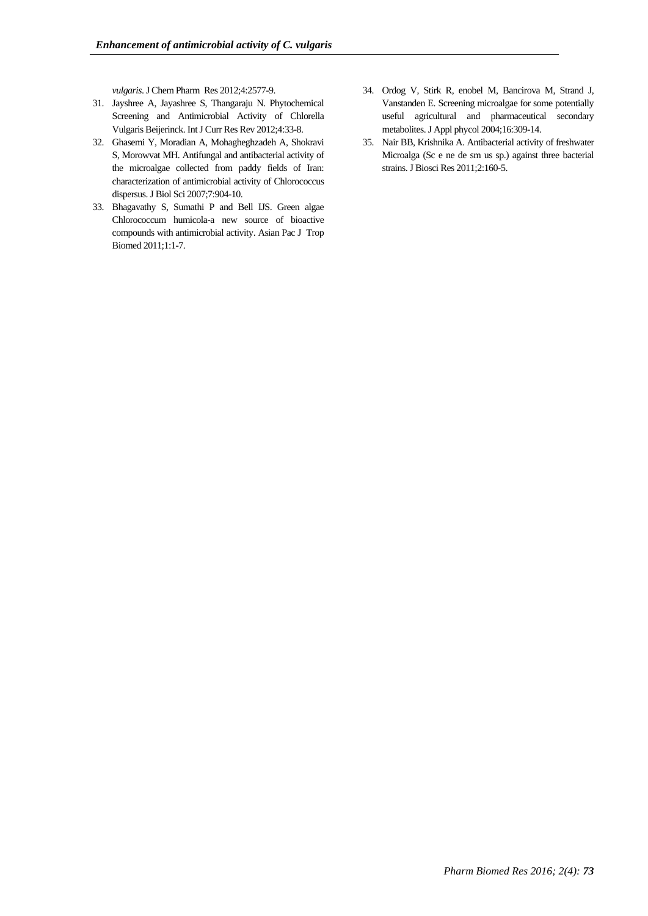*vulgaris*. J Chem Pharm Res 2012;4:2577-9.

31. Jayshree A, Jayashree S, Thangaraju N. Phytochemical Screening and Antimicrobial Activity of Chlorella Vulgaris Beijerinck. Int J Curr Res Rev 2012;4:33-8.
32. Ghasemi Y, Moradian A, Mohagheghzadeh A, Shokravi S, Morowvat MH. Antifungal and antibacterial activity of the microalgae collected from paddy fields of Iran: characterization of antimicrobial activity of Chlorococcus dispersus. J Biol Sci 2007;7:904-10.
33. Bhagavathy S, Sumathi P and Bell IJS. Green algae Chlorococcum humicola-a new source of bioactive compounds with antimicrobial activity. Asian Pac J Trop Biomed 2011;1:1-7.
34. Ordog V, Stirk R, enobel M, Bancirova M, Strand J, Vanstanden E. Screening microalgae for some potentially useful agricultural and pharmaceutical secondary metabolites. J Appl phycol 2004;16:309-14.
35. Nair BB, Krishnika A. Antibacterial activity of freshwater Microalga (Sc e ne de sm us sp.) against three bacterial strains. J Biosci Res 2011;2:160-5.